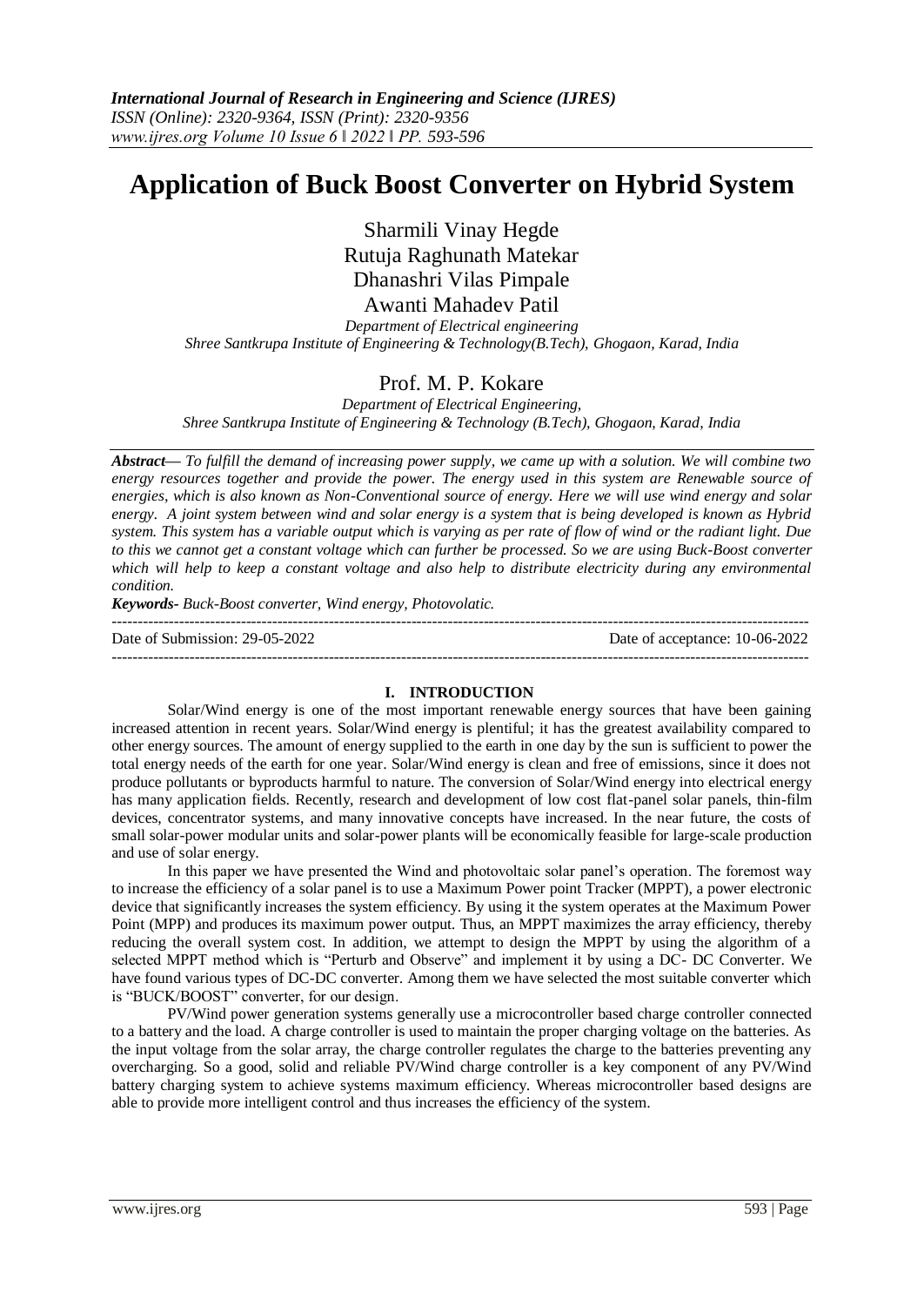# Application of Buck Boost Converter on Hybrid System

Sharmili Vinay Hegde
Rutuja Raghunath Matekar
Dhanashri Vilas Pimpale
Awanti Mahadev Patil

*Department of Electrical engineering*
*Shree Santkrupa Institute of Engineering & Technology(B.Tech), Ghogaon, Karad, India*

Prof. M. P. Kokare

*Department of Electrical Engineering,*
*Shree Santkrupa Institute of Engineering & Technology (B.Tech), Ghogaon, Karad, India*

***Abstract—*** *To fulfill the demand of increasing power supply, we came up with a solution. We will combine two energy resources together and provide the power. The energy used in this system are Renewable source of energies, which is also known as Non-Conventional source of energy. Here we will use wind energy and solar energy. A joint system between wind and solar energy is a system that is being developed is known as Hybrid system. This system has a variable output which is varying as per rate of flow of wind or the radiant light. Due to this we cannot get a constant voltage which can further be processed. So we are using Buck-Boost converter which will help to keep a constant voltage and also help to distribute electricity during any environmental condition.*

***Keywords-*** *Buck-Boost converter, Wind energy, Photovolatic.*

---

Date of Submission: 29-05-2022 Date of acceptance: 10-06-2022

---

## I. INTRODUCTION

Solar/Wind energy is one of the most important renewable energy sources that have been gaining increased attention in recent years. Solar/Wind energy is plentiful; it has the greatest availability compared to other energy sources. The amount of energy supplied to the earth in one day by the sun is sufficient to power the total energy needs of the earth for one year. Solar/Wind energy is clean and free of emissions, since it does not produce pollutants or byproducts harmful to nature. The conversion of Solar/Wind energy into electrical energy has many application fields. Recently, research and development of low cost flat-panel solar panels, thin-film devices, concentrator systems, and many innovative concepts have increased. In the near future, the costs of small solar-power modular units and solar-power plants will be economically feasible for large-scale production and use of solar energy.

In this paper we have presented the Wind and photovoltaic solar panel's operation. The foremost way to increase the efficiency of a solar panel is to use a Maximum Power point Tracker (MPPT), a power electronic device that significantly increases the system efficiency. By using it the system operates at the Maximum Power Point (MPP) and produces its maximum power output. Thus, an MPPT maximizes the array efficiency, thereby reducing the overall system cost. In addition, we attempt to design the MPPT by using the algorithm of a selected MPPT method which is "Perturb and Observe" and implement it by using a DC- DC Converter. We have found various types of DC-DC converter. Among them we have selected the most suitable converter which is "BUCK/BOOST" converter, for our design.

PV/Wind power generation systems generally use a microcontroller based charge controller connected to a battery and the load. A charge controller is used to maintain the proper charging voltage on the batteries. As the input voltage from the solar array, the charge controller regulates the charge to the batteries preventing any overcharging. So a good, solid and reliable PV/Wind charge controller is a key component of any PV/Wind battery charging system to achieve systems maximum efficiency. Whereas microcontroller based designs are able to provide more intelligent control and thus increases the efficiency of the system.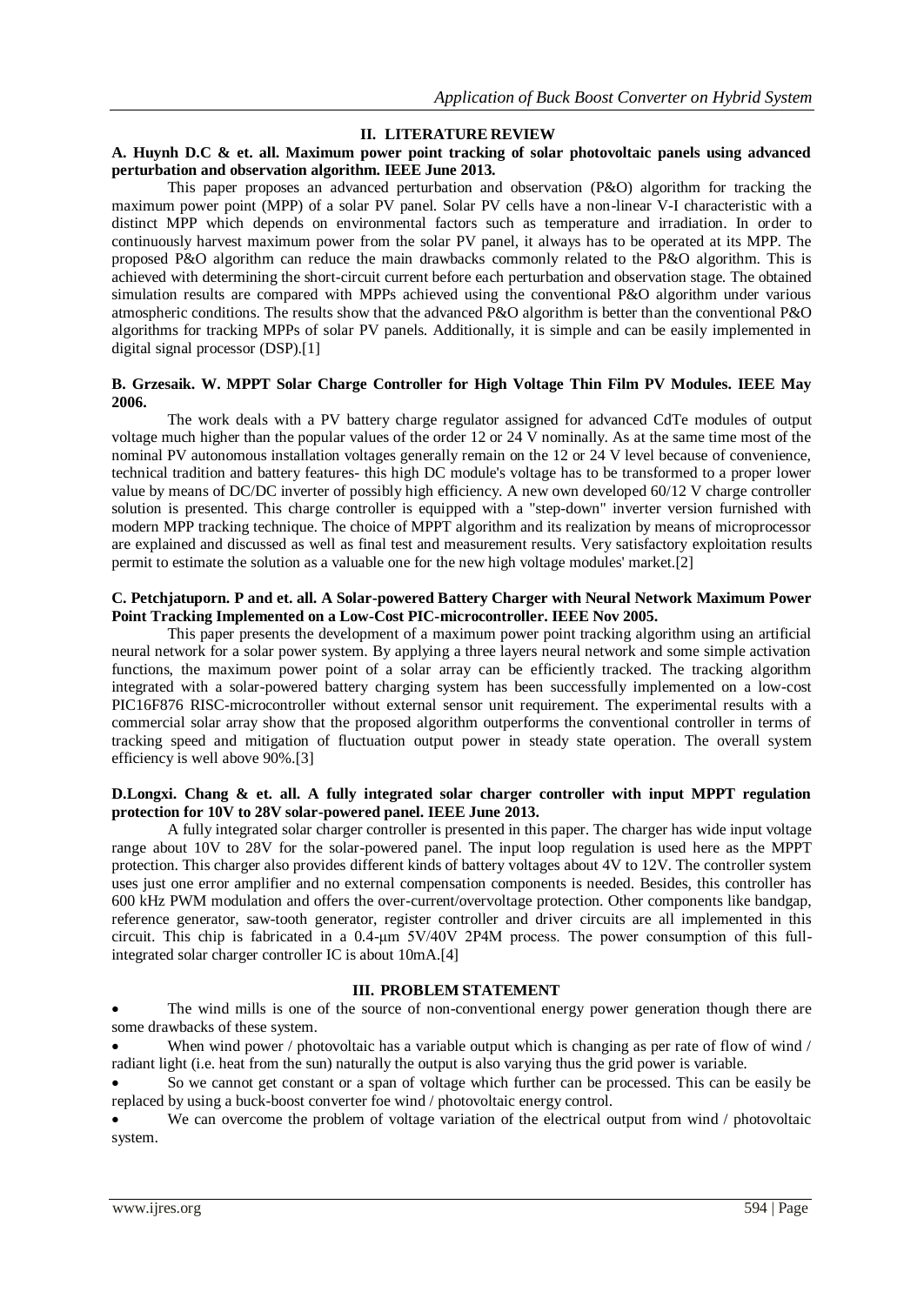## II. LITERATURE REVIEW

**A. Huynh D.C & et. all. Maximum power point tracking of solar photovoltaic panels using advanced perturbation and observation algorithm. IEEE June 2013.**

This paper proposes an advanced perturbation and observation (P&O) algorithm for tracking the maximum power point (MPP) of a solar PV panel. Solar PV cells have a non-linear V-I characteristic with a distinct MPP which depends on environmental factors such as temperature and irradiation. In order to continuously harvest maximum power from the solar PV panel, it always has to be operated at its MPP. The proposed P&O algorithm can reduce the main drawbacks commonly related to the P&O algorithm. This is achieved with determining the short-circuit current before each perturbation and observation stage. The obtained simulation results are compared with MPPs achieved using the conventional P&O algorithm under various atmospheric conditions. The results show that the advanced P&O algorithm is better than the conventional P&O algorithms for tracking MPPs of solar PV panels. Additionally, it is simple and can be easily implemented in digital signal processor (DSP).[1]

**B. Grzesaik. W. MPPT Solar Charge Controller for High Voltage Thin Film PV Modules. IEEE May 2006.**

The work deals with a PV battery charge regulator assigned for advanced CdTe modules of output voltage much higher than the popular values of the order 12 or 24 V nominally. As at the same time most of the nominal PV autonomous installation voltages generally remain on the 12 or 24 V level because of convenience, technical tradition and battery features- this high DC module's voltage has to be transformed to a proper lower value by means of DC/DC inverter of possibly high efficiency. A new own developed 60/12 V charge controller solution is presented. This charge controller is equipped with a "step-down" inverter version furnished with modern MPP tracking technique. The choice of MPPT algorithm and its realization by means of microprocessor are explained and discussed as well as final test and measurement results. Very satisfactory exploitation results permit to estimate the solution as a valuable one for the new high voltage modules' market.[2]

**C. Petchjatuporn. P and et. all. A Solar-powered Battery Charger with Neural Network Maximum Power Point Tracking Implemented on a Low-Cost PIC-microcontroller. IEEE Nov 2005.**

This paper presents the development of a maximum power point tracking algorithm using an artificial neural network for a solar power system. By applying a three layers neural network and some simple activation functions, the maximum power point of a solar array can be efficiently tracked. The tracking algorithm integrated with a solar-powered battery charging system has been successfully implemented on a low-cost PIC16F876 RISC-microcontroller without external sensor unit requirement. The experimental results with a commercial solar array show that the proposed algorithm outperforms the conventional controller in terms of tracking speed and mitigation of fluctuation output power in steady state operation. The overall system efficiency is well above 90%.[3]

**D.Longxi. Chang & et. all. A fully integrated solar charger controller with input MPPT regulation protection for 10V to 28V solar-powered panel. IEEE June 2013.**

A fully integrated solar charger controller is presented in this paper. The charger has wide input voltage range about 10V to 28V for the solar-powered panel. The input loop regulation is used here as the MPPT protection. This charger also provides different kinds of battery voltages about 4V to 12V. The controller system uses just one error amplifier and no external compensation components is needed. Besides, this controller has 600 kHz PWM modulation and offers the over-current/overvoltage protection. Other components like bandgap, reference generator, saw-tooth generator, register controller and driver circuits are all implemented in this circuit. This chip is fabricated in a 0.4-μm 5V/40V 2P4M process. The power consumption of this full-integrated solar charger controller IC is about 10mA.[4]

## III. PROBLEM STATEMENT

- The wind mills is one of the source of non-conventional energy power generation though there are some drawbacks of these system.
- When wind power / photovoltaic has a variable output which is changing as per rate of flow of wind / radiant light (i.e. heat from the sun) naturally the output is also varying thus the grid power is variable.
- So we cannot get constant or a span of voltage which further can be processed. This can be easily be replaced by using a buck-boost converter foe wind / photovoltaic energy control.
- We can overcome the problem of voltage variation of the electrical output from wind / photovoltaic system.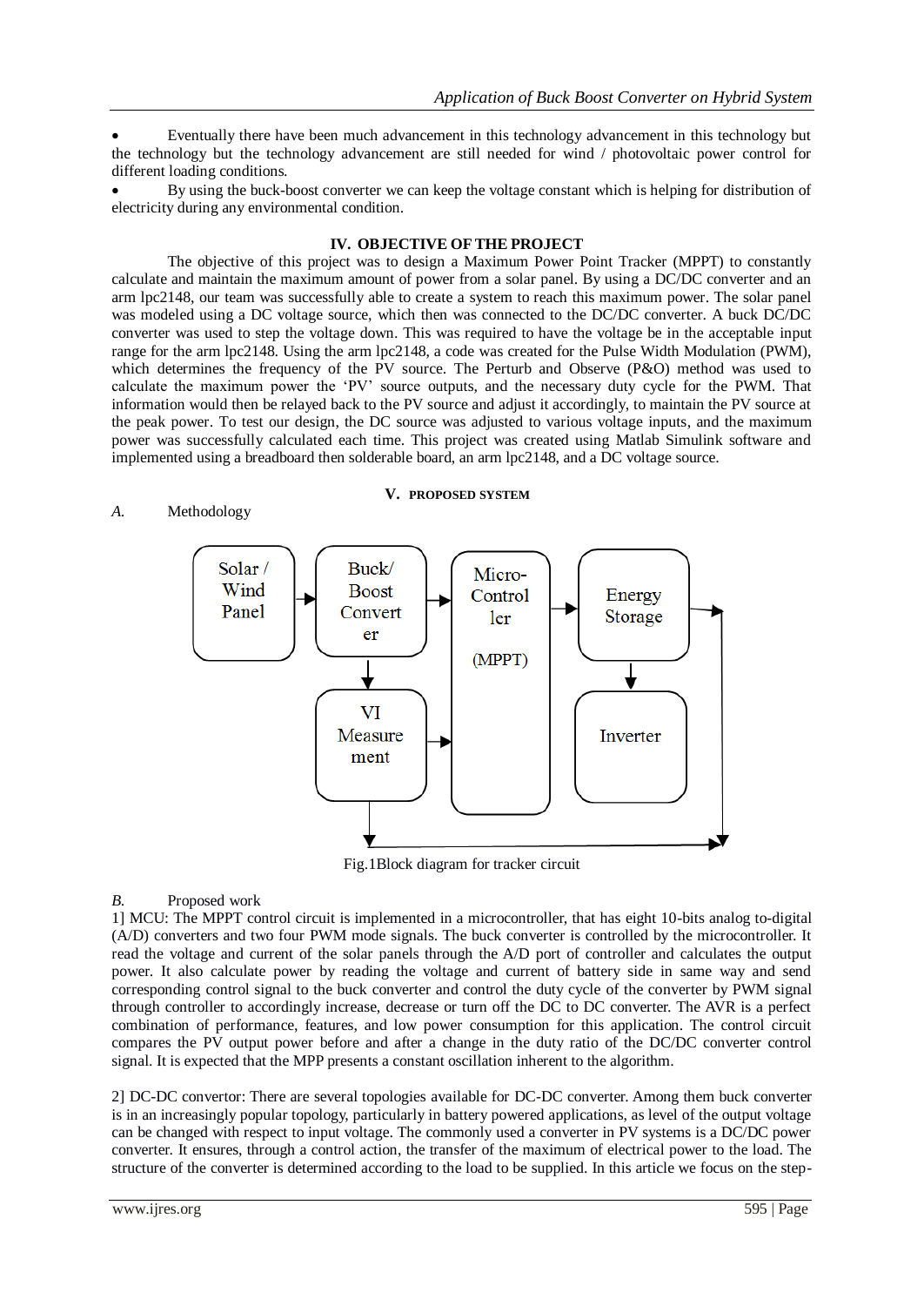- Eventually there have been much advancement in this technology advancement in this technology but the technology but the technology advancement are still needed for wind / photovoltaic power control for different loading conditions.
- By using the buck-boost converter we can keep the voltage constant which is helping for distribution of electricity during any environmental condition.

## IV. OBJECTIVE OF THE PROJECT

The objective of this project was to design a Maximum Power Point Tracker (MPPT) to constantly calculate and maintain the maximum amount of power from a solar panel. By using a DC/DC converter and an arm lpc2148, our team was successfully able to create a system to reach this maximum power. The solar panel was modeled using a DC voltage source, which then was connected to the DC/DC converter. A buck DC/DC converter was used to step the voltage down. This was required to have the voltage be in the acceptable input range for the arm lpc2148. Using the arm lpc2148, a code was created for the Pulse Width Modulation (PWM), which determines the frequency of the PV source. The Perturb and Observe (P&O) method was used to calculate the maximum power the 'PV' source outputs, and the necessary duty cycle for the PWM. That information would then be relayed back to the PV source and adjust it accordingly, to maintain the PV source at the peak power. To test our design, the DC source was adjusted to various voltage inputs, and the maximum power was successfully calculated each time. This project was created using Matlab Simulink software and implemented using a breadboard then solderable board, an arm lpc2148, and a DC voltage source.

## V. PROPOSED SYSTEM

### A. Methodology

Solar / Wind Panel → Buck/ Boost Converter → Micro-Controller (MPPT) → Energy Storage → Inverter; Buck/ Boost Converter → VI Measurement → Micro-Controller (MPPT)

Fig.1Block diagram for tracker circuit

### B. Proposed work

1] MCU: The MPPT control circuit is implemented in a microcontroller, that has eight 10-bits analog to-digital (A/D) converters and two four PWM mode signals. The buck converter is controlled by the microcontroller. It read the voltage and current of the solar panels through the A/D port of controller and calculates the output power. It also calculate power by reading the voltage and current of battery side in same way and send corresponding control signal to the buck converter and control the duty cycle of the converter by PWM signal through controller to accordingly increase, decrease or turn off the DC to DC converter. The AVR is a perfect combination of performance, features, and low power consumption for this application. The control circuit compares the PV output power before and after a change in the duty ratio of the DC/DC converter control signal. It is expected that the MPP presents a constant oscillation inherent to the algorithm.

2] DC-DC convertor: There are several topologies available for DC-DC converter. Among them buck converter is in an increasingly popular topology, particularly in battery powered applications, as level of the output voltage can be changed with respect to input voltage. The commonly used a converter in PV systems is a DC/DC power converter. It ensures, through a control action, the transfer of the maximum of electrical power to the load. The structure of the converter is determined according to the load to be supplied. In this article we focus on the step-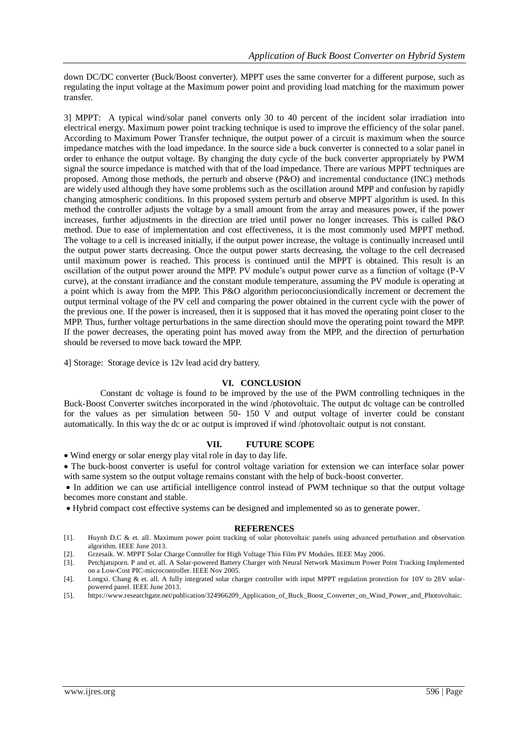down DC/DC converter (Buck/Boost converter). MPPT uses the same converter for a different purpose, such as regulating the input voltage at the Maximum power point and providing load matching for the maximum power transfer.

3] MPPT: A typical wind/solar panel converts only 30 to 40 percent of the incident solar irradiation into electrical energy. Maximum power point tracking technique is used to improve the efficiency of the solar panel. According to Maximum Power Transfer technique, the output power of a circuit is maximum when the source impedance matches with the load impedance. In the source side a buck converter is connected to a solar panel in order to enhance the output voltage. By changing the duty cycle of the buck converter appropriately by PWM signal the source impedance is matched with that of the load impedance. There are various MPPT techniques are proposed. Among those methods, the perturb and observe (P&O) and incremental conductance (INC) methods are widely used although they have some problems such as the oscillation around MPP and confusion by rapidly changing atmospheric conditions. In this proposed system perturb and observe MPPT algorithm is used. In this method the controller adjusts the voltage by a small amount from the array and measures power, if the power increases, further adjustments in the direction are tried until power no longer increases. This is called P&O method. Due to ease of implementation and cost effectiveness, it is the most commonly used MPPT method. The voltage to a cell is increased initially, if the output power increase, the voltage is continually increased until the output power starts decreasing. Once the output power starts decreasing, the voltage to the cell decreased until maximum power is reached. This process is continued until the MPPT is obtained. This result is an oscillation of the output power around the MPP. PV module's output power curve as a function of voltage (P-V curve), at the constant irradiance and the constant module temperature, assuming the PV module is operating at a point which is away from the MPP. This P&O algorithm perioconciusiondically increment or decrement the output terminal voltage of the PV cell and comparing the power obtained in the current cycle with the power of the previous one. If the power is increased, then it is supposed that it has moved the operating point closer to the MPP. Thus, further voltage perturbations in the same direction should move the operating point toward the MPP. If the power decreases, the operating point has moved away from the MPP, and the direction of perturbation should be reversed to move back toward the MPP.

4] Storage: Storage device is 12v lead acid dry battery.

## VI. CONCLUSION

Constant dc voltage is found to be improved by the use of the PWM controlling techniques in the Buck-Boost Converter switches incorporated in the wind /photovoltaic. The output dc voltage can be controlled for the values as per simulation between 50- 150 V and output voltage of inverter could be constant automatically. In this way the dc or ac output is improved if wind /photovoltaic output is not constant.

## VII. FUTURE SCOPE

- Wind energy or solar energy play vital role in day to day life.
- The buck-boost converter is useful for control voltage variation for extension we can interface solar power with same system so the output voltage remains constant with the help of buck-boost converter.
- In addition we can use artificial intelligence control instead of PWM technique so that the output voltage becomes more constant and stable.
- Hybrid compact cost effective systems can be designed and implemented so as to generate power.

## REFERENCES

[1]. Huynh D.C & et. all. Maximum power point tracking of solar photovoltaic panels using advanced perturbation and observation algorithm. IEEE June 2013.

[2]. Grzesaik. W. MPPT Solar Charge Controller for High Voltage Thin Film PV Modules. IEEE May 2006.

[3]. Petchjatuporn. P and et. all. A Solar-powered Battery Charger with Neural Network Maximum Power Point Tracking Implemented on a Low-Cost PIC-microcontroller. IEEE Nov 2005.

[4]. Longxi. Chang & et. all. A fully integrated solar charger controller with input MPPT regulation protection for 10V to 28V solar-powered panel. IEEE June 2013.

[5]. https://www.researchgate.net/publication/324966209_Application_of_Buck_Boost_Converter_on_Wind_Power_and_Photovoltaic.